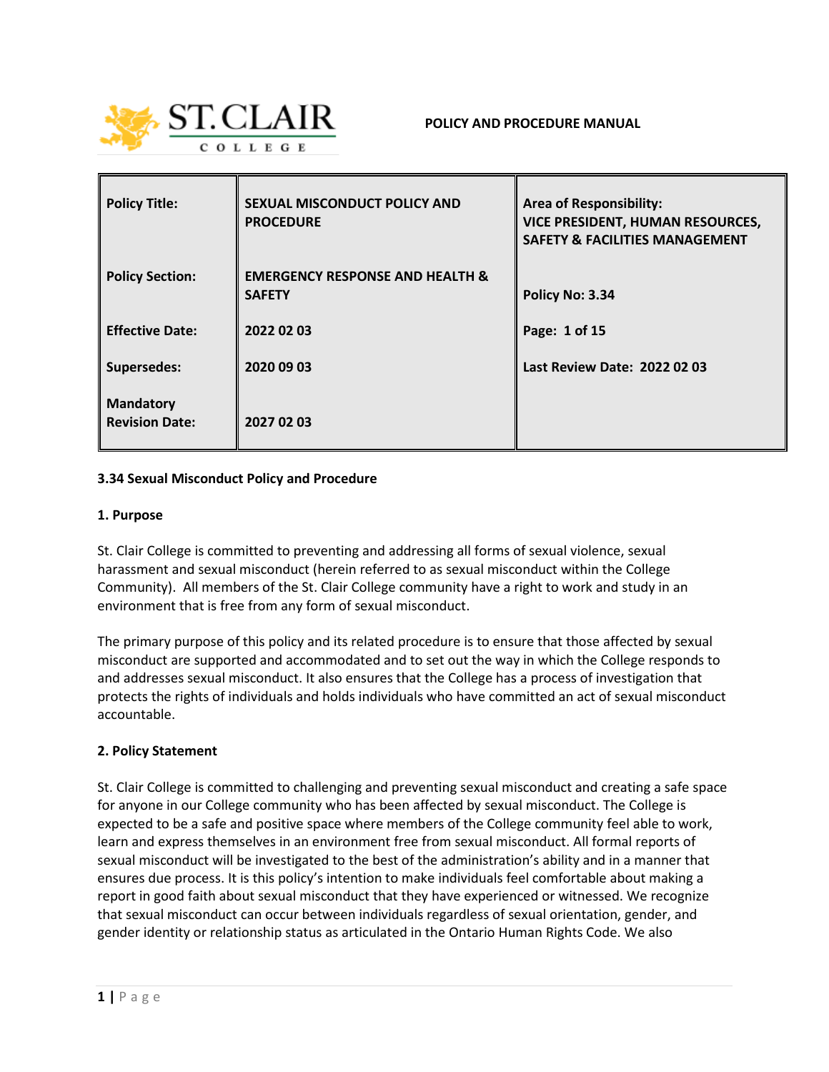POLICY AND PROCEDURE MANUAL

| Policy Title: | SEXUAL MISCONDUCT POLICY AND PROCEDURE | Area of Responsibility: VICE PRESIDENT, HUMAN RESOURCES, SAFETY & FACILITIES MANAGEMENT |
|---|---|---|
| Policy Section: | EMERGENCY RESPONSE AND HEALTH & SAFETY | Policy No: 3.34 |
| Effective Date: | 2022 02 03 | Page: 1 of 15 |
| Supersedes: | 2020 09 03 | Last Review Date: 2022 02 03 |
| Mandatory Revision Date: | 2027 02 03 | |

**3.34 Sexual Misconduct Policy and Procedure**

**1. Purpose**

St. Clair College is committed to preventing and addressing all forms of sexual violence, sexual harassment and sexual misconduct (herein referred to as sexual misconduct within the College Community). All members of the St. Clair College community have a right to work and study in an environment that is free from any form of sexual misconduct.

The primary purpose of this policy and its related procedure is to ensure that those affected by sexual misconduct are supported and accommodated and to set out the way in which the College responds to and addresses sexual misconduct. It also ensures that the College has a process of investigation that protects the rights of individuals and holds individuals who have committed an act of sexual misconduct accountable.

**2. Policy Statement**

St. Clair College is committed to challenging and preventing sexual misconduct and creating a safe space for anyone in our College community who has been affected by sexual misconduct. The College is expected to be a safe and positive space where members of the College community feel able to work, learn and express themselves in an environment free from sexual misconduct. All formal reports of sexual misconduct will be investigated to the best of the administration's ability and in a manner that ensures due process. It is this policy's intention to make individuals feel comfortable about making a report in good faith about sexual misconduct that they have experienced or witnessed. We recognize that sexual misconduct can occur between individuals regardless of sexual orientation, gender, and gender identity or relationship status as articulated in the Ontario Human Rights Code. We also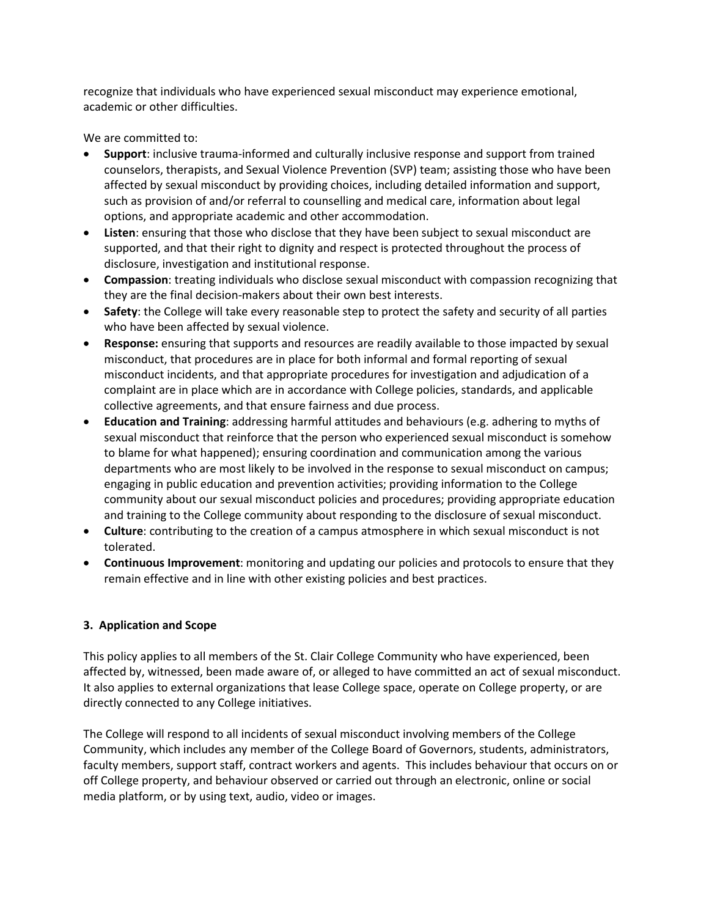recognize that individuals who have experienced sexual misconduct may experience emotional, academic or other difficulties.

We are committed to:

- **Support**: inclusive trauma-informed and culturally inclusive response and support from trained counselors, therapists, and Sexual Violence Prevention (SVP) team; assisting those who have been affected by sexual misconduct by providing choices, including detailed information and support, such as provision of and/or referral to counselling and medical care, information about legal options, and appropriate academic and other accommodation.
- **Listen**: ensuring that those who disclose that they have been subject to sexual misconduct are supported, and that their right to dignity and respect is protected throughout the process of disclosure, investigation and institutional response.
- **Compassion**: treating individuals who disclose sexual misconduct with compassion recognizing that they are the final decision-makers about their own best interests.
- **Safety**: the College will take every reasonable step to protect the safety and security of all parties who have been affected by sexual violence.
- **Response:** ensuring that supports and resources are readily available to those impacted by sexual misconduct, that procedures are in place for both informal and formal reporting of sexual misconduct incidents, and that appropriate procedures for investigation and adjudication of a complaint are in place which are in accordance with College policies, standards, and applicable collective agreements, and that ensure fairness and due process.
- **Education and Training**: addressing harmful attitudes and behaviours (e.g. adhering to myths of sexual misconduct that reinforce that the person who experienced sexual misconduct is somehow to blame for what happened); ensuring coordination and communication among the various departments who are most likely to be involved in the response to sexual misconduct on campus; engaging in public education and prevention activities; providing information to the College community about our sexual misconduct policies and procedures; providing appropriate education and training to the College community about responding to the disclosure of sexual misconduct.
- **Culture**: contributing to the creation of a campus atmosphere in which sexual misconduct is not tolerated.
- **Continuous Improvement**: monitoring and updating our policies and protocols to ensure that they remain effective and in line with other existing policies and best practices.

### 3. Application and Scope

This policy applies to all members of the St. Clair College Community who have experienced, been affected by, witnessed, been made aware of, or alleged to have committed an act of sexual misconduct. It also applies to external organizations that lease College space, operate on College property, or are directly connected to any College initiatives.

The College will respond to all incidents of sexual misconduct involving members of the College Community, which includes any member of the College Board of Governors, students, administrators, faculty members, support staff, contract workers and agents. This includes behaviour that occurs on or off College property, and behaviour observed or carried out through an electronic, online or social media platform, or by using text, audio, video or images.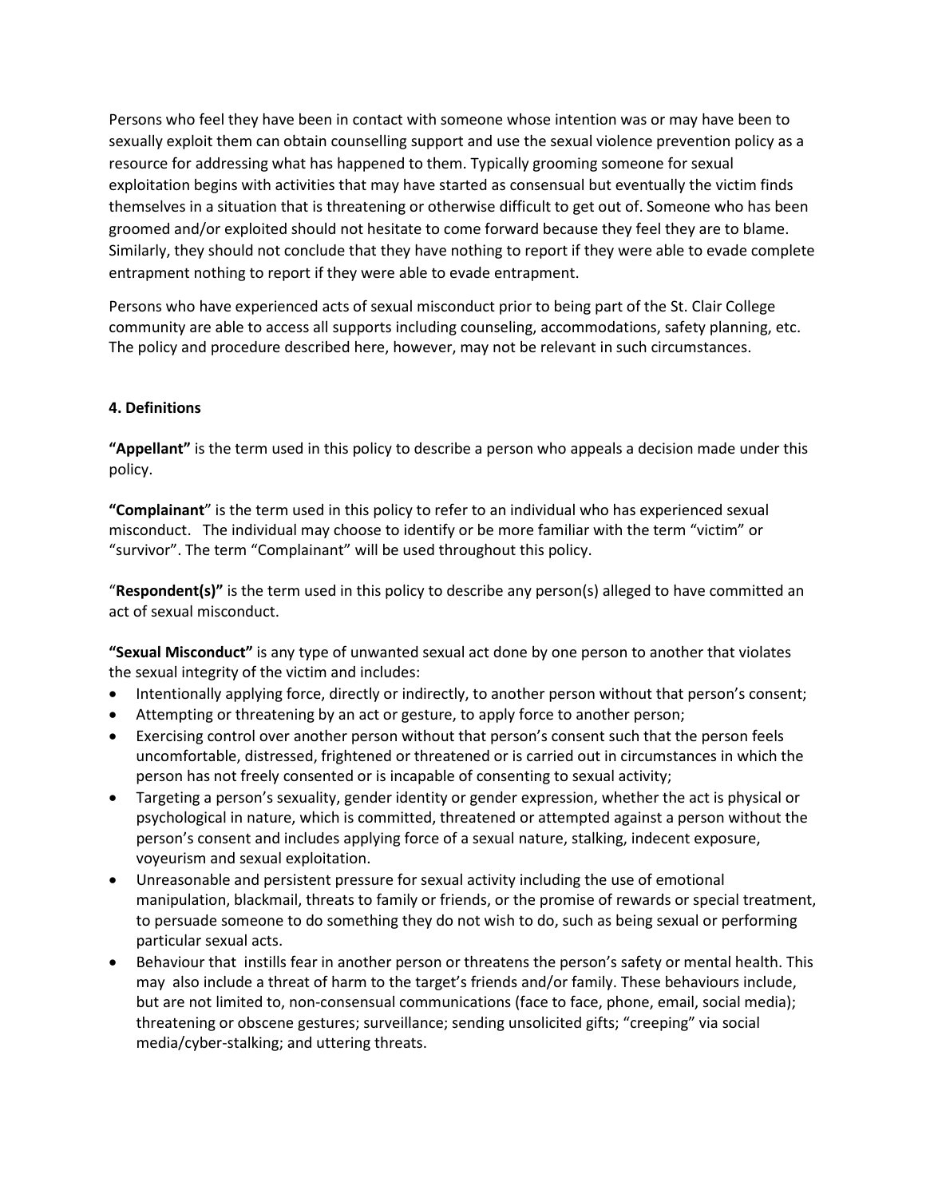Persons who feel they have been in contact with someone whose intention was or may have been to sexually exploit them can obtain counselling support and use the sexual violence prevention policy as a resource for addressing what has happened to them. Typically grooming someone for sexual exploitation begins with activities that may have started as consensual but eventually the victim finds themselves in a situation that is threatening or otherwise difficult to get out of. Someone who has been groomed and/or exploited should not hesitate to come forward because they feel they are to blame. Similarly, they should not conclude that they have nothing to report if they were able to evade complete entrapment nothing to report if they were able to evade entrapment.

Persons who have experienced acts of sexual misconduct prior to being part of the St. Clair College community are able to access all supports including counseling, accommodations, safety planning, etc. The policy and procedure described here, however, may not be relevant in such circumstances.

#### 4. Definitions

**"Appellant"** is the term used in this policy to describe a person who appeals a decision made under this policy.

**"Complainant"** is the term used in this policy to refer to an individual who has experienced sexual misconduct. The individual may choose to identify or be more familiar with the term "victim" or "survivor". The term "Complainant" will be used throughout this policy.

"**Respondent(s)"** is the term used in this policy to describe any person(s) alleged to have committed an act of sexual misconduct.

**"Sexual Misconduct"** is any type of unwanted sexual act done by one person to another that violates the sexual integrity of the victim and includes:

- Intentionally applying force, directly or indirectly, to another person without that person's consent;
- Attempting or threatening by an act or gesture, to apply force to another person;
- Exercising control over another person without that person's consent such that the person feels uncomfortable, distressed, frightened or threatened or is carried out in circumstances in which the person has not freely consented or is incapable of consenting to sexual activity;
- Targeting a person's sexuality, gender identity or gender expression, whether the act is physical or psychological in nature, which is committed, threatened or attempted against a person without the person's consent and includes applying force of a sexual nature, stalking, indecent exposure, voyeurism and sexual exploitation.
- Unreasonable and persistent pressure for sexual activity including the use of emotional manipulation, blackmail, threats to family or friends, or the promise of rewards or special treatment, to persuade someone to do something they do not wish to do, such as being sexual or performing particular sexual acts.
- Behaviour that instills fear in another person or threatens the person's safety or mental health. This may also include a threat of harm to the target's friends and/or family. These behaviours include, but are not limited to, non-consensual communications (face to face, phone, email, social media); threatening or obscene gestures; surveillance; sending unsolicited gifts; "creeping" via social media/cyber-stalking; and uttering threats.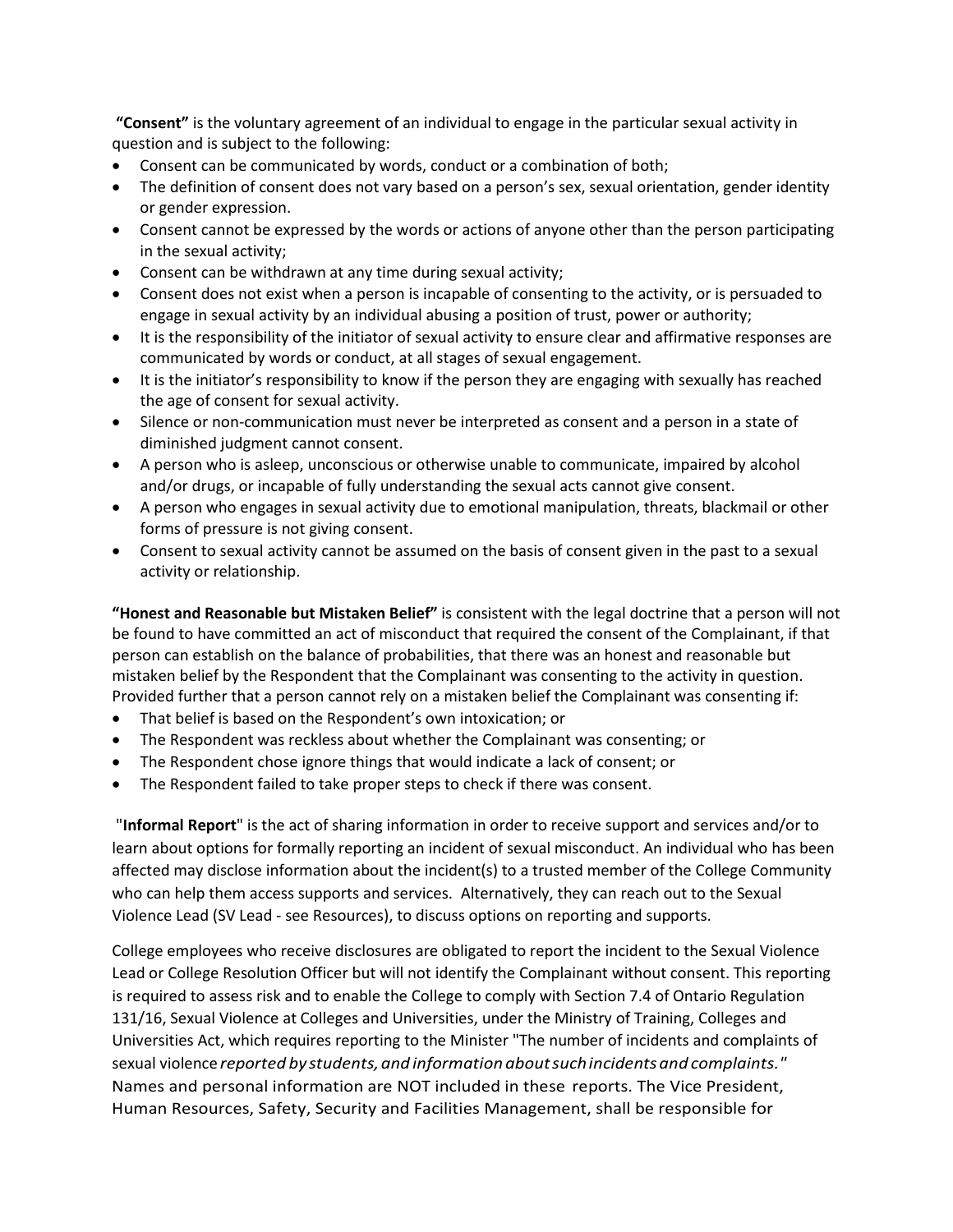**"Consent"** is the voluntary agreement of an individual to engage in the particular sexual activity in question and is subject to the following:

- Consent can be communicated by words, conduct or a combination of both;
- The definition of consent does not vary based on a person's sex, sexual orientation, gender identity or gender expression.
- Consent cannot be expressed by the words or actions of anyone other than the person participating in the sexual activity;
- Consent can be withdrawn at any time during sexual activity;
- Consent does not exist when a person is incapable of consenting to the activity, or is persuaded to engage in sexual activity by an individual abusing a position of trust, power or authority;
- It is the responsibility of the initiator of sexual activity to ensure clear and affirmative responses are communicated by words or conduct, at all stages of sexual engagement.
- It is the initiator's responsibility to know if the person they are engaging with sexually has reached the age of consent for sexual activity.
- Silence or non-communication must never be interpreted as consent and a person in a state of diminished judgment cannot consent.
- A person who is asleep, unconscious or otherwise unable to communicate, impaired by alcohol and/or drugs, or incapable of fully understanding the sexual acts cannot give consent.
- A person who engages in sexual activity due to emotional manipulation, threats, blackmail or other forms of pressure is not giving consent.
- Consent to sexual activity cannot be assumed on the basis of consent given in the past to a sexual activity or relationship.

**"Honest and Reasonable but Mistaken Belief"** is consistent with the legal doctrine that a person will not be found to have committed an act of misconduct that required the consent of the Complainant, if that person can establish on the balance of probabilities, that there was an honest and reasonable but mistaken belief by the Respondent that the Complainant was consenting to the activity in question. Provided further that a person cannot rely on a mistaken belief the Complainant was consenting if:

- That belief is based on the Respondent's own intoxication; or
- The Respondent was reckless about whether the Complainant was consenting; or
- The Respondent chose ignore things that would indicate a lack of consent; or
- The Respondent failed to take proper steps to check if there was consent.

"**Informal Report**" is the act of sharing information in order to receive support and services and/or to learn about options for formally reporting an incident of sexual misconduct. An individual who has been affected may disclose information about the incident(s) to a trusted member of the College Community who can help them access supports and services. Alternatively, they can reach out to the Sexual Violence Lead (SV Lead - see Resources), to discuss options on reporting and supports.

College employees who receive disclosures are obligated to report the incident to the Sexual Violence Lead or College Resolution Officer but will not identify the Complainant without consent. This reporting is required to assess risk and to enable the College to comply with Section 7.4 of Ontario Regulation 131/16, Sexual Violence at Colleges and Universities, under the Ministry of Training, Colleges and Universities Act, which requires reporting to the Minister "The number of incidents and complaints of sexual violence *reported by students, and information about such incidents and complaints.*" Names and personal information are NOT included in these reports. The Vice President, Human Resources, Safety, Security and Facilities Management, shall be responsible for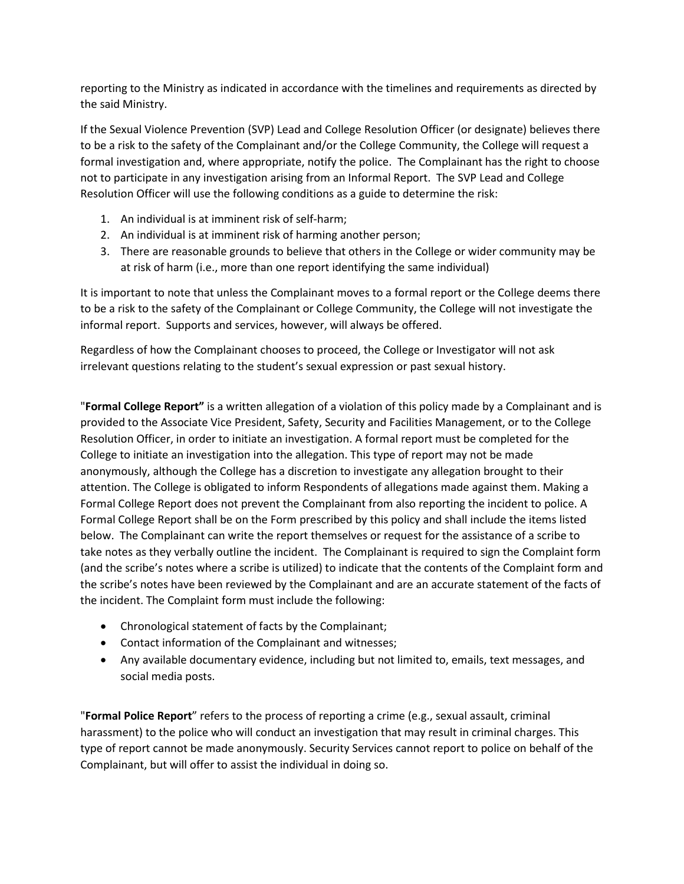reporting to the Ministry as indicated in accordance with the timelines and requirements as directed by the said Ministry.

If the Sexual Violence Prevention (SVP) Lead and College Resolution Officer (or designate) believes there to be a risk to the safety of the Complainant and/or the College Community, the College will request a formal investigation and, where appropriate, notify the police. The Complainant has the right to choose not to participate in any investigation arising from an Informal Report. The SVP Lead and College Resolution Officer will use the following conditions as a guide to determine the risk:

1. An individual is at imminent risk of self-harm;
2. An individual is at imminent risk of harming another person;
3. There are reasonable grounds to believe that others in the College or wider community may be at risk of harm (i.e., more than one report identifying the same individual)

It is important to note that unless the Complainant moves to a formal report or the College deems there to be a risk to the safety of the Complainant or College Community, the College will not investigate the informal report. Supports and services, however, will always be offered.

Regardless of how the Complainant chooses to proceed, the College or Investigator will not ask irrelevant questions relating to the student's sexual expression or past sexual history.

"**Formal College Report"** is a written allegation of a violation of this policy made by a Complainant and is provided to the Associate Vice President, Safety, Security and Facilities Management, or to the College Resolution Officer, in order to initiate an investigation. A formal report must be completed for the College to initiate an investigation into the allegation. This type of report may not be made anonymously, although the College has a discretion to investigate any allegation brought to their attention. The College is obligated to inform Respondents of allegations made against them. Making a Formal College Report does not prevent the Complainant from also reporting the incident to police. A Formal College Report shall be on the Form prescribed by this policy and shall include the items listed below. The Complainant can write the report themselves or request for the assistance of a scribe to take notes as they verbally outline the incident. The Complainant is required to sign the Complaint form (and the scribe's notes where a scribe is utilized) to indicate that the contents of the Complaint form and the scribe's notes have been reviewed by the Complainant and are an accurate statement of the facts of the incident. The Complaint form must include the following:

- Chronological statement of facts by the Complainant;
- Contact information of the Complainant and witnesses;
- Any available documentary evidence, including but not limited to, emails, text messages, and social media posts.

"**Formal Police Report**" refers to the process of reporting a crime (e.g., sexual assault, criminal harassment) to the police who will conduct an investigation that may result in criminal charges. This type of report cannot be made anonymously. Security Services cannot report to police on behalf of the Complainant, but will offer to assist the individual in doing so.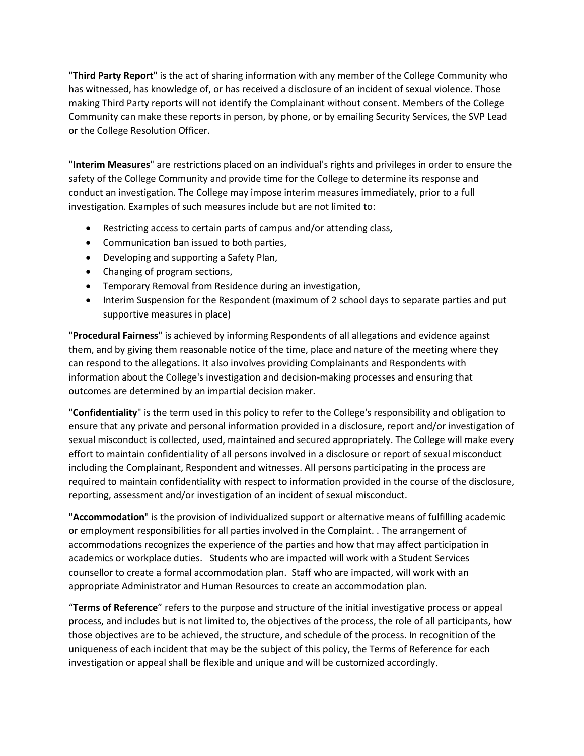"**Third Party Report**" is the act of sharing information with any member of the College Community who has witnessed, has knowledge of, or has received a disclosure of an incident of sexual violence. Those making Third Party reports will not identify the Complainant without consent. Members of the College Community can make these reports in person, by phone, or by emailing Security Services, the SVP Lead or the College Resolution Officer.

"**Interim Measures**" are restrictions placed on an individual's rights and privileges in order to ensure the safety of the College Community and provide time for the College to determine its response and conduct an investigation. The College may impose interim measures immediately, prior to a full investigation. Examples of such measures include but are not limited to:

- Restricting access to certain parts of campus and/or attending class,
- Communication ban issued to both parties,
- Developing and supporting a Safety Plan,
- Changing of program sections,
- Temporary Removal from Residence during an investigation,
- Interim Suspension for the Respondent (maximum of 2 school days to separate parties and put supportive measures in place)

"**Procedural Fairness**" is achieved by informing Respondents of all allegations and evidence against them, and by giving them reasonable notice of the time, place and nature of the meeting where they can respond to the allegations. It also involves providing Complainants and Respondents with information about the College's investigation and decision-making processes and ensuring that outcomes are determined by an impartial decision maker.

"**Confidentiality**" is the term used in this policy to refer to the College's responsibility and obligation to ensure that any private and personal information provided in a disclosure, report and/or investigation of sexual misconduct is collected, used, maintained and secured appropriately. The College will make every effort to maintain confidentiality of all persons involved in a disclosure or report of sexual misconduct including the Complainant, Respondent and witnesses. All persons participating in the process are required to maintain confidentiality with respect to information provided in the course of the disclosure, reporting, assessment and/or investigation of an incident of sexual misconduct.

"**Accommodation**" is the provision of individualized support or alternative means of fulfilling academic or employment responsibilities for all parties involved in the Complaint. . The arrangement of accommodations recognizes the experience of the parties and how that may affect participation in academics or workplace duties. Students who are impacted will work with a Student Services counsellor to create a formal accommodation plan. Staff who are impacted, will work with an appropriate Administrator and Human Resources to create an accommodation plan.

"**Terms of Reference**" refers to the purpose and structure of the initial investigative process or appeal process, and includes but is not limited to, the objectives of the process, the role of all participants, how those objectives are to be achieved, the structure, and schedule of the process. In recognition of the uniqueness of each incident that may be the subject of this policy, the Terms of Reference for each investigation or appeal shall be flexible and unique and will be customized accordingly.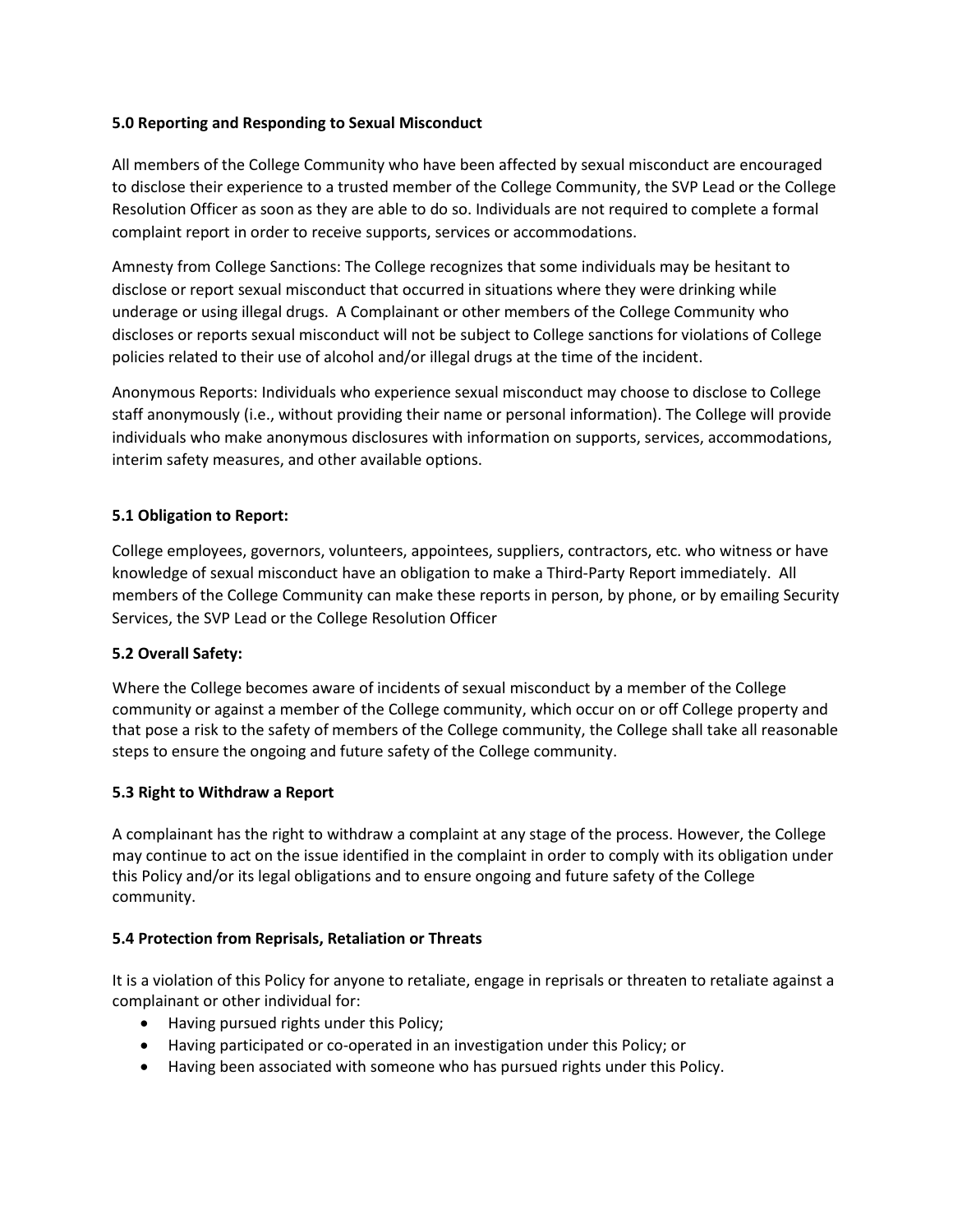### 5.0 Reporting and Responding to Sexual Misconduct

All members of the College Community who have been affected by sexual misconduct are encouraged to disclose their experience to a trusted member of the College Community, the SVP Lead or the College Resolution Officer as soon as they are able to do so. Individuals are not required to complete a formal complaint report in order to receive supports, services or accommodations.

Amnesty from College Sanctions: The College recognizes that some individuals may be hesitant to disclose or report sexual misconduct that occurred in situations where they were drinking while underage or using illegal drugs. A Complainant or other members of the College Community who discloses or reports sexual misconduct will not be subject to College sanctions for violations of College policies related to their use of alcohol and/or illegal drugs at the time of the incident.

Anonymous Reports: Individuals who experience sexual misconduct may choose to disclose to College staff anonymously (i.e., without providing their name or personal information). The College will provide individuals who make anonymous disclosures with information on supports, services, accommodations, interim safety measures, and other available options.

### 5.1 Obligation to Report:

College employees, governors, volunteers, appointees, suppliers, contractors, etc. who witness or have knowledge of sexual misconduct have an obligation to make a Third-Party Report immediately. All members of the College Community can make these reports in person, by phone, or by emailing Security Services, the SVP Lead or the College Resolution Officer

### 5.2 Overall Safety:

Where the College becomes aware of incidents of sexual misconduct by a member of the College community or against a member of the College community, which occur on or off College property and that pose a risk to the safety of members of the College community, the College shall take all reasonable steps to ensure the ongoing and future safety of the College community.

### 5.3 Right to Withdraw a Report

A complainant has the right to withdraw a complaint at any stage of the process. However, the College may continue to act on the issue identified in the complaint in order to comply with its obligation under this Policy and/or its legal obligations and to ensure ongoing and future safety of the College community.

### 5.4 Protection from Reprisals, Retaliation or Threats

It is a violation of this Policy for anyone to retaliate, engage in reprisals or threaten to retaliate against a complainant or other individual for:

- Having pursued rights under this Policy;
- Having participated or co-operated in an investigation under this Policy; or
- Having been associated with someone who has pursued rights under this Policy.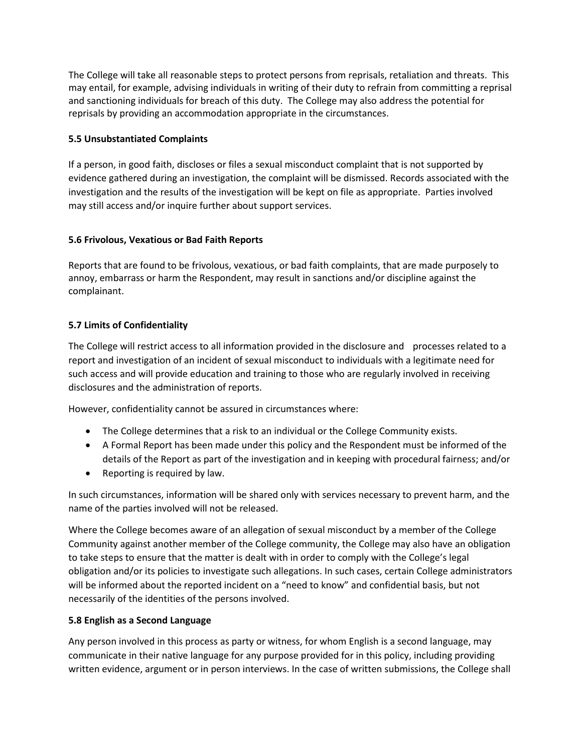The College will take all reasonable steps to protect persons from reprisals, retaliation and threats. This may entail, for example, advising individuals in writing of their duty to refrain from committing a reprisal and sanctioning individuals for breach of this duty. The College may also address the potential for reprisals by providing an accommodation appropriate in the circumstances.

**5.5 Unsubstantiated Complaints**

If a person, in good faith, discloses or files a sexual misconduct complaint that is not supported by evidence gathered during an investigation, the complaint will be dismissed. Records associated with the investigation and the results of the investigation will be kept on file as appropriate. Parties involved may still access and/or inquire further about support services.

**5.6 Frivolous, Vexatious or Bad Faith Reports**

Reports that are found to be frivolous, vexatious, or bad faith complaints, that are made purposely to annoy, embarrass or harm the Respondent, may result in sanctions and/or discipline against the complainant.

**5.7 Limits of Confidentiality**

The College will restrict access to all information provided in the disclosure and processes related to a report and investigation of an incident of sexual misconduct to individuals with a legitimate need for such access and will provide education and training to those who are regularly involved in receiving disclosures and the administration of reports.

However, confidentiality cannot be assured in circumstances where:

- The College determines that a risk to an individual or the College Community exists.
- A Formal Report has been made under this policy and the Respondent must be informed of the details of the Report as part of the investigation and in keeping with procedural fairness; and/or
- Reporting is required by law.

In such circumstances, information will be shared only with services necessary to prevent harm, and the name of the parties involved will not be released.

Where the College becomes aware of an allegation of sexual misconduct by a member of the College Community against another member of the College community, the College may also have an obligation to take steps to ensure that the matter is dealt with in order to comply with the College's legal obligation and/or its policies to investigate such allegations. In such cases, certain College administrators will be informed about the reported incident on a "need to know" and confidential basis, but not necessarily of the identities of the persons involved.

**5.8 English as a Second Language**

Any person involved in this process as party or witness, for whom English is a second language, may communicate in their native language for any purpose provided for in this policy, including providing written evidence, argument or in person interviews. In the case of written submissions, the College shall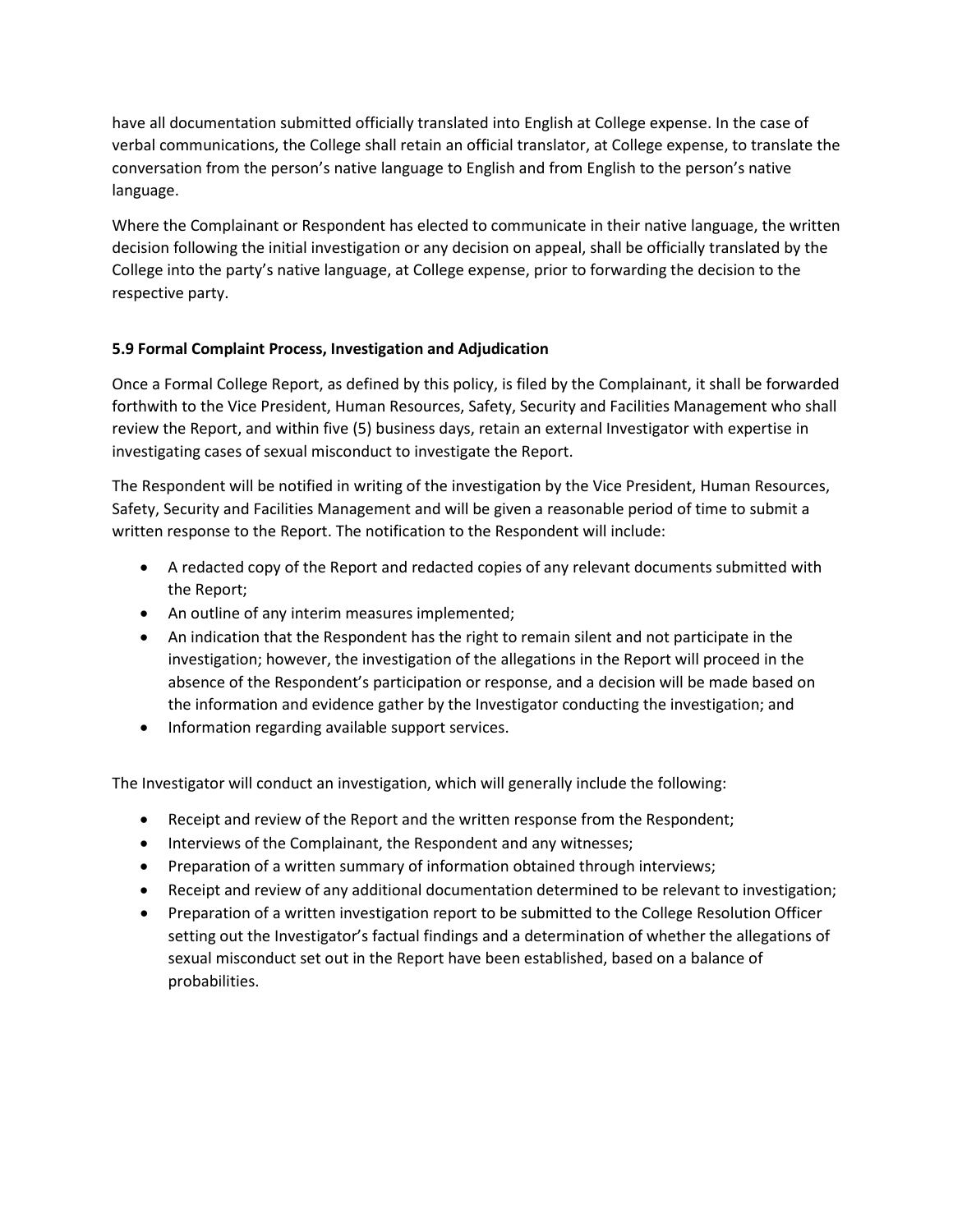have all documentation submitted officially translated into English at College expense. In the case of verbal communications, the College shall retain an official translator, at College expense, to translate the conversation from the person's native language to English and from English to the person's native language.

Where the Complainant or Respondent has elected to communicate in their native language, the written decision following the initial investigation or any decision on appeal, shall be officially translated by the College into the party's native language, at College expense, prior to forwarding the decision to the respective party.

**5.9 Formal Complaint Process, Investigation and Adjudication**

Once a Formal College Report, as defined by this policy, is filed by the Complainant, it shall be forwarded forthwith to the Vice President, Human Resources, Safety, Security and Facilities Management who shall review the Report, and within five (5) business days, retain an external Investigator with expertise in investigating cases of sexual misconduct to investigate the Report.

The Respondent will be notified in writing of the investigation by the Vice President, Human Resources, Safety, Security and Facilities Management and will be given a reasonable period of time to submit a written response to the Report. The notification to the Respondent will include:

- A redacted copy of the Report and redacted copies of any relevant documents submitted with the Report;
- An outline of any interim measures implemented;
- An indication that the Respondent has the right to remain silent and not participate in the investigation; however, the investigation of the allegations in the Report will proceed in the absence of the Respondent's participation or response, and a decision will be made based on the information and evidence gather by the Investigator conducting the investigation; and
- Information regarding available support services.

The Investigator will conduct an investigation, which will generally include the following:

- Receipt and review of the Report and the written response from the Respondent;
- Interviews of the Complainant, the Respondent and any witnesses;
- Preparation of a written summary of information obtained through interviews;
- Receipt and review of any additional documentation determined to be relevant to investigation;
- Preparation of a written investigation report to be submitted to the College Resolution Officer setting out the Investigator's factual findings and a determination of whether the allegations of sexual misconduct set out in the Report have been established, based on a balance of probabilities.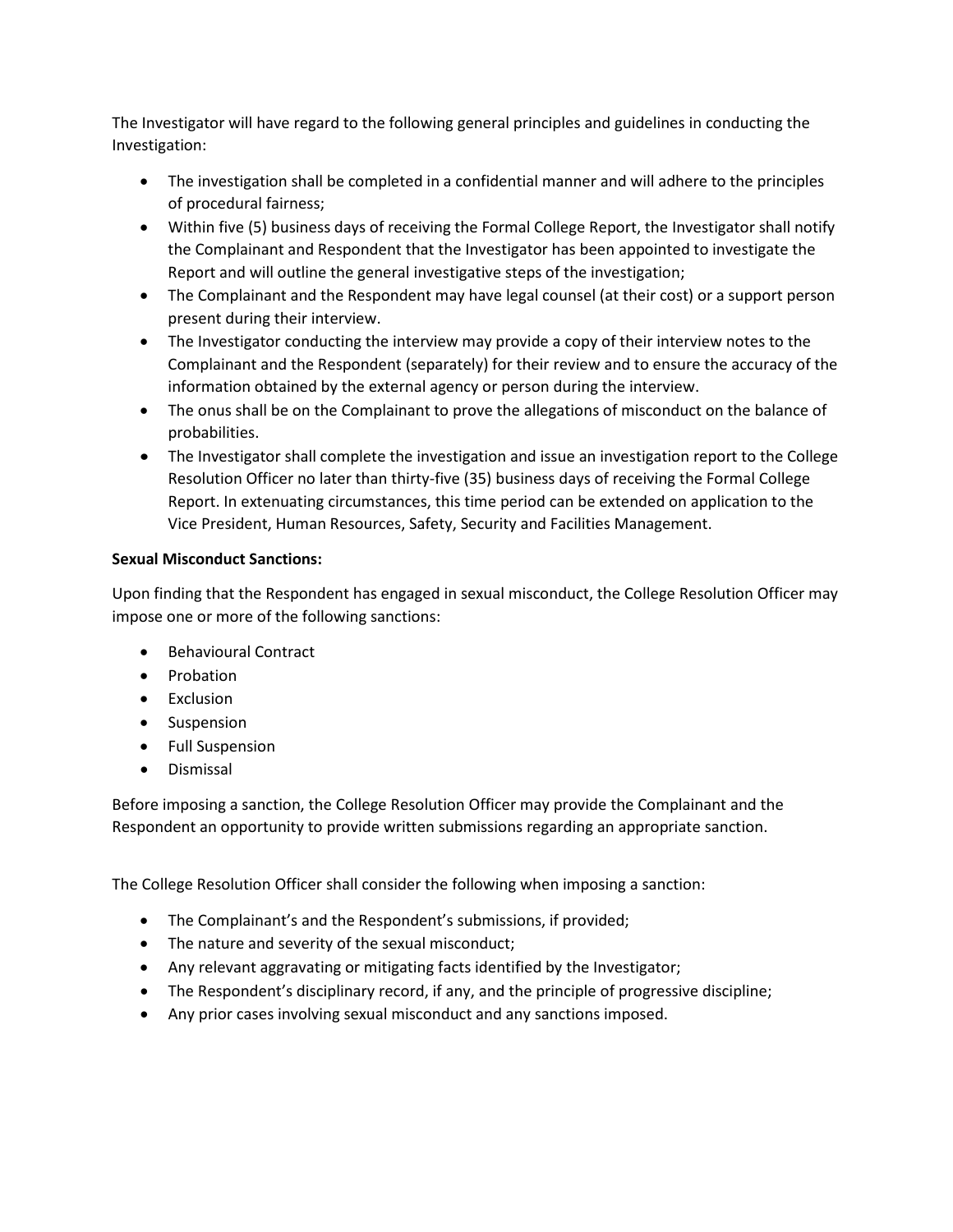The Investigator will have regard to the following general principles and guidelines in conducting the Investigation:

- The investigation shall be completed in a confidential manner and will adhere to the principles of procedural fairness;
- Within five (5) business days of receiving the Formal College Report, the Investigator shall notify the Complainant and Respondent that the Investigator has been appointed to investigate the Report and will outline the general investigative steps of the investigation;
- The Complainant and the Respondent may have legal counsel (at their cost) or a support person present during their interview.
- The Investigator conducting the interview may provide a copy of their interview notes to the Complainant and the Respondent (separately) for their review and to ensure the accuracy of the information obtained by the external agency or person during the interview.
- The onus shall be on the Complainant to prove the allegations of misconduct on the balance of probabilities.
- The Investigator shall complete the investigation and issue an investigation report to the College Resolution Officer no later than thirty-five (35) business days of receiving the Formal College Report. In extenuating circumstances, this time period can be extended on application to the Vice President, Human Resources, Safety, Security and Facilities Management.

**Sexual Misconduct Sanctions:**

Upon finding that the Respondent has engaged in sexual misconduct, the College Resolution Officer may impose one or more of the following sanctions:

- Behavioural Contract
- Probation
- Exclusion
- Suspension
- Full Suspension
- Dismissal

Before imposing a sanction, the College Resolution Officer may provide the Complainant and the Respondent an opportunity to provide written submissions regarding an appropriate sanction.

The College Resolution Officer shall consider the following when imposing a sanction:

- The Complainant's and the Respondent's submissions, if provided;
- The nature and severity of the sexual misconduct;
- Any relevant aggravating or mitigating facts identified by the Investigator;
- The Respondent's disciplinary record, if any, and the principle of progressive discipline;
- Any prior cases involving sexual misconduct and any sanctions imposed.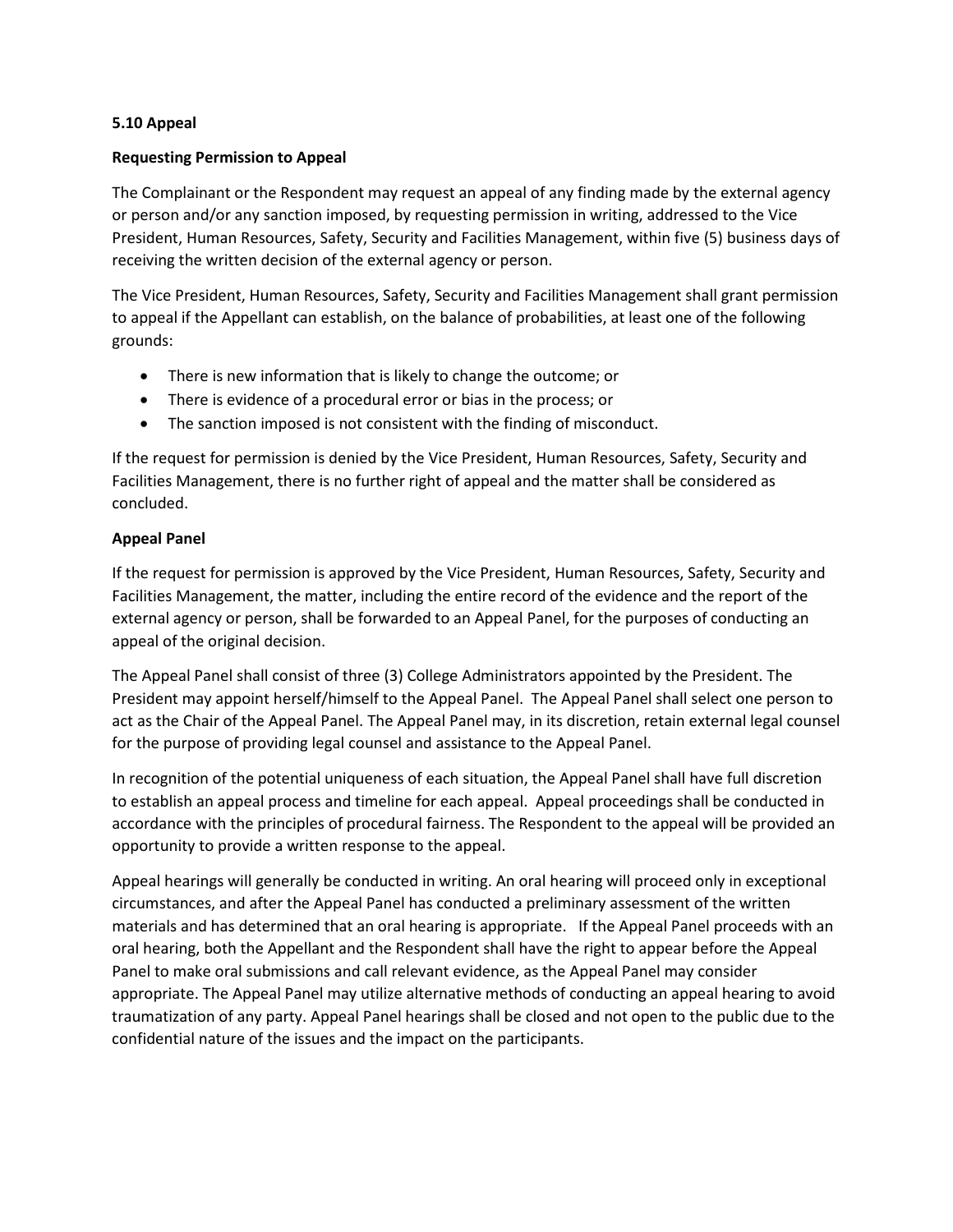### 5.10 Appeal

#### Requesting Permission to Appeal

The Complainant or the Respondent may request an appeal of any finding made by the external agency or person and/or any sanction imposed, by requesting permission in writing, addressed to the Vice President, Human Resources, Safety, Security and Facilities Management, within five (5) business days of receiving the written decision of the external agency or person.

The Vice President, Human Resources, Safety, Security and Facilities Management shall grant permission to appeal if the Appellant can establish, on the balance of probabilities, at least one of the following grounds:

- There is new information that is likely to change the outcome; or
- There is evidence of a procedural error or bias in the process; or
- The sanction imposed is not consistent with the finding of misconduct.

If the request for permission is denied by the Vice President, Human Resources, Safety, Security and Facilities Management, there is no further right of appeal and the matter shall be considered as concluded.

#### Appeal Panel

If the request for permission is approved by the Vice President, Human Resources, Safety, Security and Facilities Management, the matter, including the entire record of the evidence and the report of the external agency or person, shall be forwarded to an Appeal Panel, for the purposes of conducting an appeal of the original decision.

The Appeal Panel shall consist of three (3) College Administrators appointed by the President. The President may appoint herself/himself to the Appeal Panel. The Appeal Panel shall select one person to act as the Chair of the Appeal Panel. The Appeal Panel may, in its discretion, retain external legal counsel for the purpose of providing legal counsel and assistance to the Appeal Panel.

In recognition of the potential uniqueness of each situation, the Appeal Panel shall have full discretion to establish an appeal process and timeline for each appeal. Appeal proceedings shall be conducted in accordance with the principles of procedural fairness. The Respondent to the appeal will be provided an opportunity to provide a written response to the appeal.

Appeal hearings will generally be conducted in writing. An oral hearing will proceed only in exceptional circumstances, and after the Appeal Panel has conducted a preliminary assessment of the written materials and has determined that an oral hearing is appropriate. If the Appeal Panel proceeds with an oral hearing, both the Appellant and the Respondent shall have the right to appear before the Appeal Panel to make oral submissions and call relevant evidence, as the Appeal Panel may consider appropriate. The Appeal Panel may utilize alternative methods of conducting an appeal hearing to avoid traumatization of any party. Appeal Panel hearings shall be closed and not open to the public due to the confidential nature of the issues and the impact on the participants.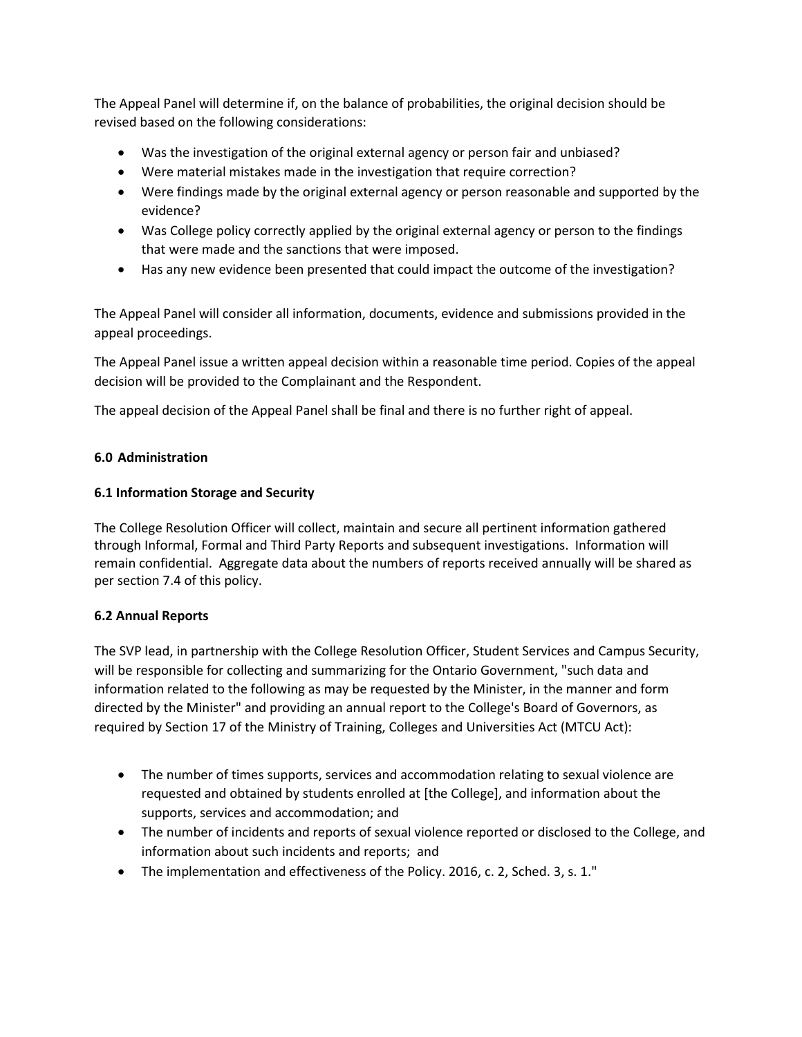The Appeal Panel will determine if, on the balance of probabilities, the original decision should be revised based on the following considerations:

- Was the investigation of the original external agency or person fair and unbiased?
- Were material mistakes made in the investigation that require correction?
- Were findings made by the original external agency or person reasonable and supported by the evidence?
- Was College policy correctly applied by the original external agency or person to the findings that were made and the sanctions that were imposed.
- Has any new evidence been presented that could impact the outcome of the investigation?

The Appeal Panel will consider all information, documents, evidence and submissions provided in the appeal proceedings.

The Appeal Panel issue a written appeal decision within a reasonable time period. Copies of the appeal decision will be provided to the Complainant and the Respondent.

The appeal decision of the Appeal Panel shall be final and there is no further right of appeal.

## 6.0 Administration

### 6.1 Information Storage and Security

The College Resolution Officer will collect, maintain and secure all pertinent information gathered through Informal, Formal and Third Party Reports and subsequent investigations. Information will remain confidential. Aggregate data about the numbers of reports received annually will be shared as per section 7.4 of this policy.

### 6.2 Annual Reports

The SVP lead, in partnership with the College Resolution Officer, Student Services and Campus Security, will be responsible for collecting and summarizing for the Ontario Government, "such data and information related to the following as may be requested by the Minister, in the manner and form directed by the Minister" and providing an annual report to the College's Board of Governors, as required by Section 17 of the Ministry of Training, Colleges and Universities Act (MTCU Act):

- The number of times supports, services and accommodation relating to sexual violence are requested and obtained by students enrolled at [the College], and information about the supports, services and accommodation; and
- The number of incidents and reports of sexual violence reported or disclosed to the College, and information about such incidents and reports; and
- The implementation and effectiveness of the Policy. 2016, c. 2, Sched. 3, s. 1."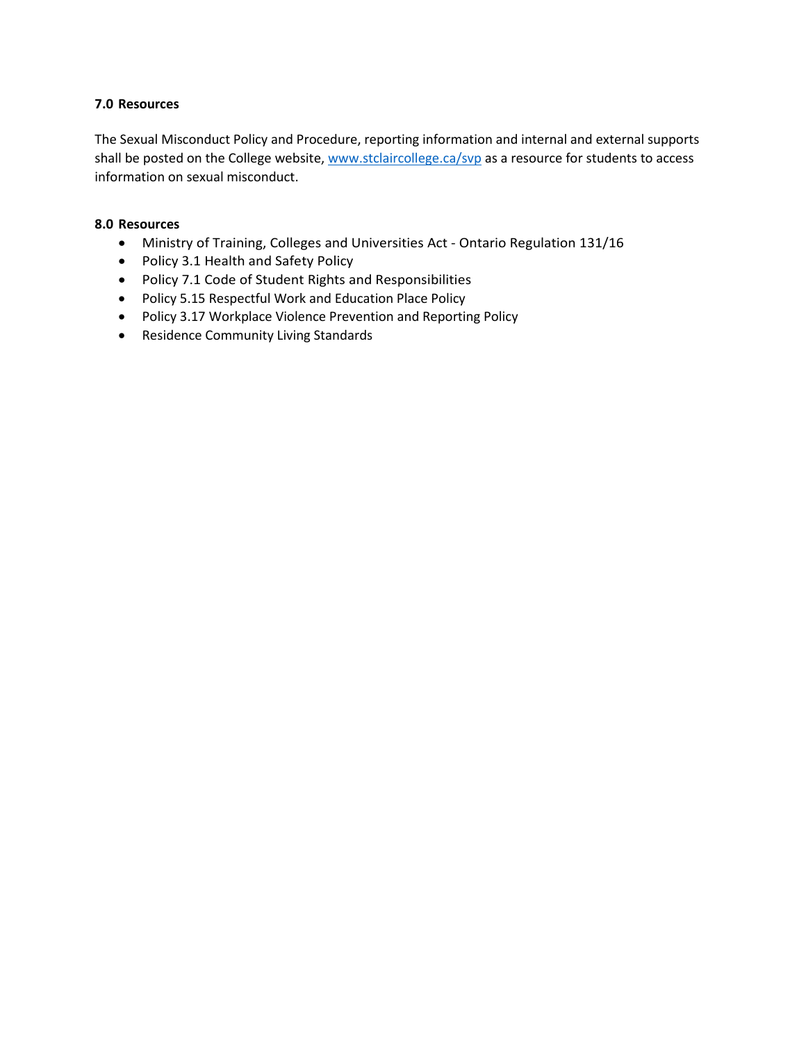### 7.0 Resources

The Sexual Misconduct Policy and Procedure, reporting information and internal and external supports shall be posted on the College website, [www.stclaircollege.ca/svp](http://www.stclaircollege.ca/svp) as a resource for students to access information on sexual misconduct.

### 8.0 Resources

- Ministry of Training, Colleges and Universities Act - Ontario Regulation 131/16
- Policy 3.1 Health and Safety Policy
- Policy 7.1 Code of Student Rights and Responsibilities
- Policy 5.15 Respectful Work and Education Place Policy
- Policy 3.17 Workplace Violence Prevention and Reporting Policy
- Residence Community Living Standards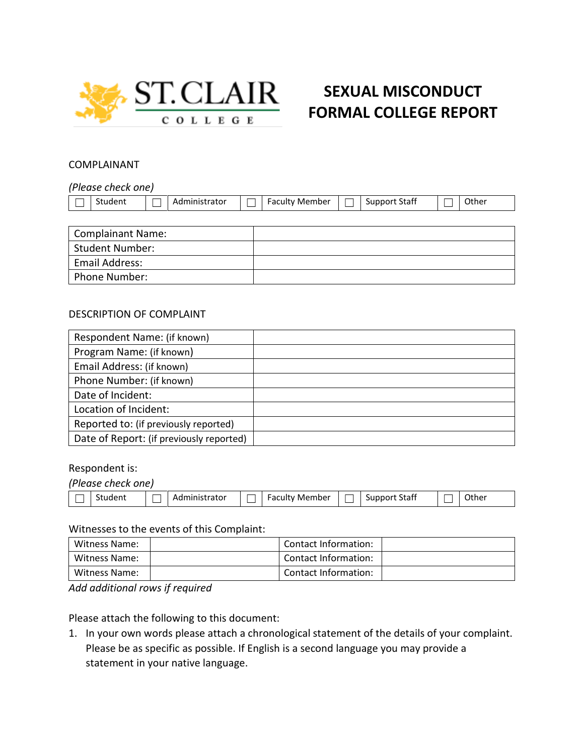# SEXUAL MISCONDUCT FORMAL COLLEGE REPORT

COMPLAINANT

*(Please check one)*

| ☐ | Student | ☐ | Administrator | ☐ | Faculty Member | ☐ | Support Staff | ☐ | Other |
|---|---|---|---|---|---|---|---|---|---|

| Complainant Name: | |
|---|---|
| Student Number: | |
| Email Address: | |
| Phone Number: | |

DESCRIPTION OF COMPLAINT

| Respondent Name: (if known) | |
|---|---|
| Program Name: (if known) | |
| Email Address: (if known) | |
| Phone Number: (if known) | |
| Date of Incident: | |
| Location of Incident: | |
| Reported to: (if previously reported) | |
| Date of Report: (if previously reported) | |

Respondent is:

*(Please check one)*

| ☐ | Student | ☐ | Administrator | ☐ | Faculty Member | ☐ | Support Staff | ☐ | Other |
|---|---|---|---|---|---|---|---|---|---|

Witnesses to the events of this Complaint:

| Witness Name: | | Contact Information: | |
|---|---|---|---|
| Witness Name: | | Contact Information: | |
| Witness Name: | | Contact Information: | |

*Add additional rows if required*

Please attach the following to this document:

1. In your own words please attach a chronological statement of the details of your complaint. Please be as specific as possible. If English is a second language you may provide a statement in your native language.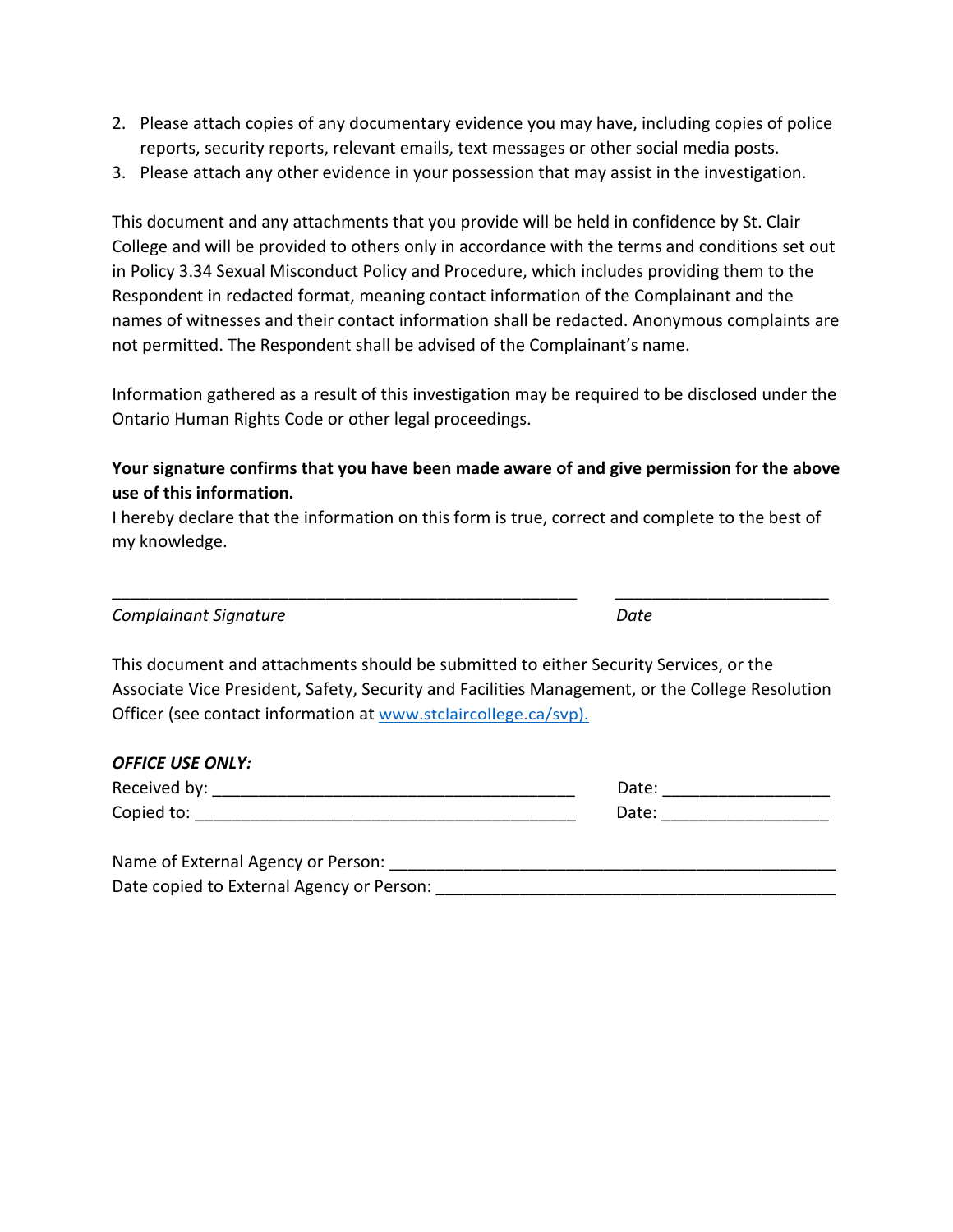2. Please attach copies of any documentary evidence you may have, including copies of police reports, security reports, relevant emails, text messages or other social media posts.
3. Please attach any other evidence in your possession that may assist in the investigation.

This document and any attachments that you provide will be held in confidence by St. Clair College and will be provided to others only in accordance with the terms and conditions set out in Policy 3.34 Sexual Misconduct Policy and Procedure, which includes providing them to the Respondent in redacted format, meaning contact information of the Complainant and the names of witnesses and their contact information shall be redacted. Anonymous complaints are not permitted. The Respondent shall be advised of the Complainant's name.

Information gathered as a result of this investigation may be required to be disclosed under the Ontario Human Rights Code or other legal proceedings.

**Your signature confirms that you have been made aware of and give permission for the above use of this information.**
I hereby declare that the information on this form is true, correct and complete to the best of my knowledge.

\_\_\_\_\_\_\_\_\_\_\_\_\_\_\_\_\_\_\_\_\_\_\_\_\_\_\_\_\_\_\_\_\_\_\_\_\_\_\_\_\_\_\_\_\_\_\_\_ \_\_\_\_\_\_\_\_\_\_\_\_\_\_\_\_\_\_\_\_\_\_\_

*Complainant Signature* *Date*

This document and attachments should be submitted to either Security Services, or the Associate Vice President, Safety, Security and Facilities Management, or the College Resolution Officer (see contact information at www.stclaircollege.ca/svp).

***OFFICE USE ONLY:***

Received by: \_\_\_\_\_\_\_\_\_\_\_\_\_\_\_\_\_\_\_\_\_\_\_\_\_\_\_\_\_\_\_\_\_\_\_\_\_\_\_ Date: \_\_\_\_\_\_\_\_\_\_\_\_\_\_\_\_\_\_

Copied to: \_\_\_\_\_\_\_\_\_\_\_\_\_\_\_\_\_\_\_\_\_\_\_\_\_\_\_\_\_\_\_\_\_\_\_\_\_\_\_\_\_ Date: \_\_\_\_\_\_\_\_\_\_\_\_\_\_\_\_\_\_

Name of External Agency or Person: \_\_\_\_\_\_\_\_\_\_\_\_\_\_\_\_\_\_\_\_\_\_\_\_\_\_\_\_\_\_\_\_\_\_\_\_\_\_\_\_\_\_\_\_\_\_\_\_

Date copied to External Agency or Person: \_\_\_\_\_\_\_\_\_\_\_\_\_\_\_\_\_\_\_\_\_\_\_\_\_\_\_\_\_\_\_\_\_\_\_\_\_\_\_\_\_\_